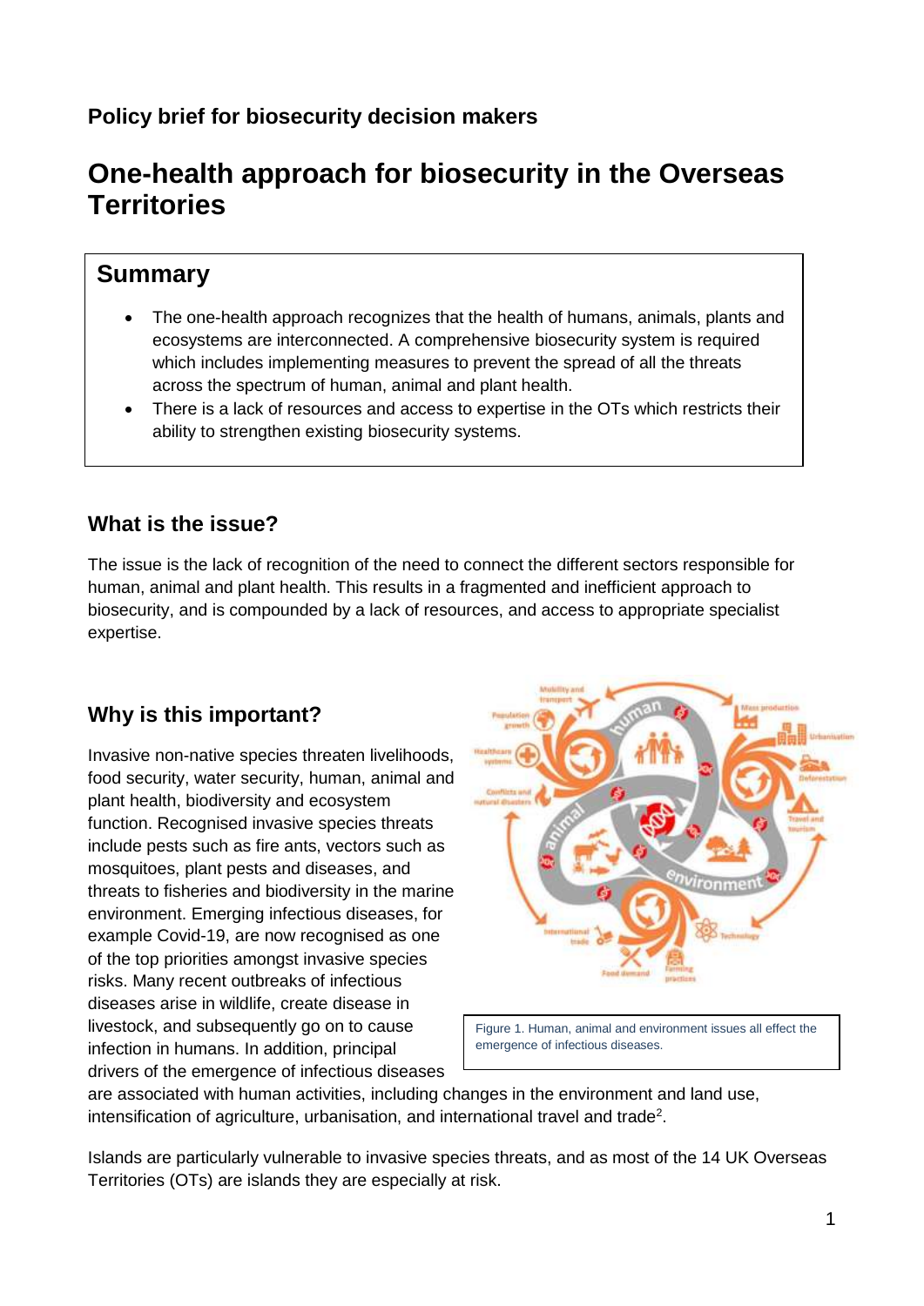**Policy brief for biosecurity decision makers**

# One-health approach for biosecurity in the Overseas Territories

## Summary

- The one-health approach recognizes that the health of humans, animals, plants and ecosystems are interconnected. A comprehensive biosecurity system is required which includes implementing measures to prevent the spread of all the threats across the spectrum of human, animal and plant health.
- There is a lack of resources and access to expertise in the OTs which restricts their ability to strengthen existing biosecurity systems.

## What is the issue?

The issue is the lack of recognition of the need to connect the different sectors responsible for human, animal and plant health. This results in a fragmented and inefficient approach to biosecurity, and is compounded by a lack of resources, and access to appropriate specialist expertise.

## Why is this important?

Invasive non-native species threaten livelihoods, food security, water security, human, animal and plant health, biodiversity and ecosystem function. Recognised invasive species threats include pests such as fire ants, vectors such as mosquitoes, plant pests and diseases, and threats to fisheries and biodiversity in the marine environment. Emerging infectious diseases, for example Covid-19, are now recognised as one of the top priorities amongst invasive species risks. Many recent outbreaks of infectious diseases arise in wildlife, create disease in livestock, and subsequently go on to cause infection in humans. In addition, principal drivers of the emergence of infectious diseases are associated with human activities, including changes in the environment and land use, intensification of agriculture, urbanisation, and international travel and trade[2].

Mobility and transport
Population growth
Healthcare systems
Conflicts and natural disasters
human
animal
environment
Mass production
Urbanisation
Deforestation
Travel and tourism
International trade
Food demand
Farming practices
Technology

Figure 1. Human, animal and environment issues all effect the emergence of infectious diseases.

Islands are particularly vulnerable to invasive species threats, and as most of the 14 UK Overseas Territories (OTs) are islands they are especially at risk.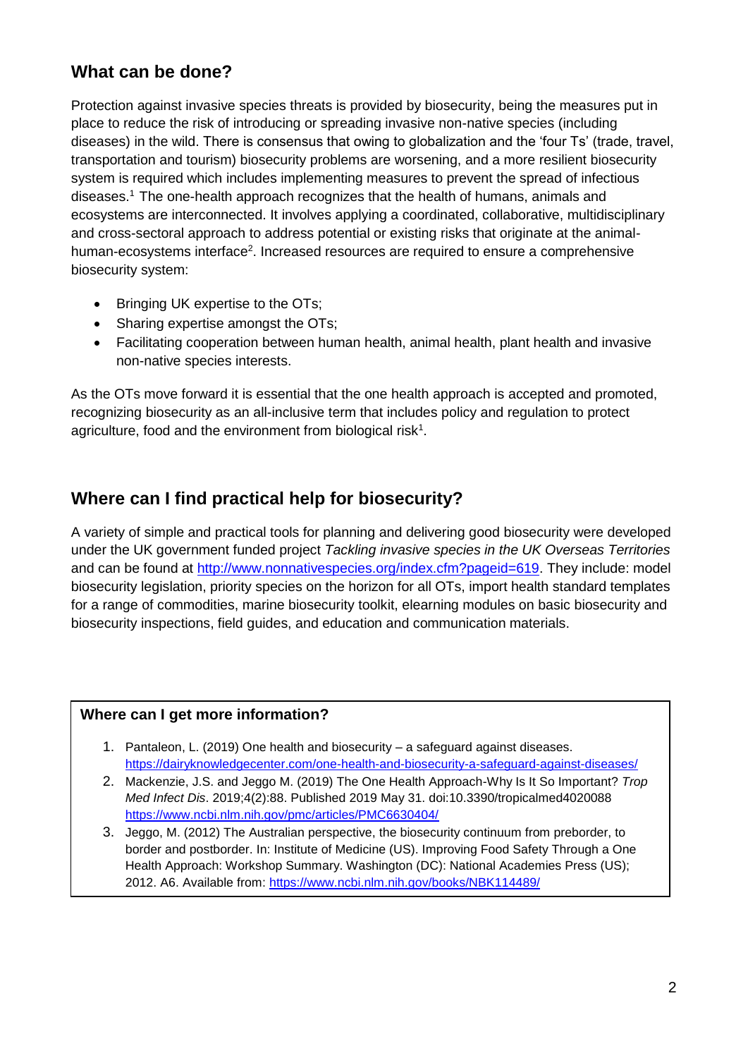## What can be done?

Protection against invasive species threats is provided by biosecurity, being the measures put in place to reduce the risk of introducing or spreading invasive non-native species (including diseases) in the wild. There is consensus that owing to globalization and the 'four Ts' (trade, travel, transportation and tourism) biosecurity problems are worsening, and a more resilient biosecurity system is required which includes implementing measures to prevent the spread of infectious diseases.[1] The one-health approach recognizes that the health of humans, animals and ecosystems are interconnected. It involves applying a coordinated, collaborative, multidisciplinary and cross-sectoral approach to address potential or existing risks that originate at the animal-human-ecosystems interface[2]. Increased resources are required to ensure a comprehensive biosecurity system:

- Bringing UK expertise to the OTs;
- Sharing expertise amongst the OTs;
- Facilitating cooperation between human health, animal health, plant health and invasive non-native species interests.

As the OTs move forward it is essential that the one health approach is accepted and promoted, recognizing biosecurity as an all-inclusive term that includes policy and regulation to protect agriculture, food and the environment from biological risk[1].

## Where can I find practical help for biosecurity?

A variety of simple and practical tools for planning and delivering good biosecurity were developed under the UK government funded project *Tackling invasive species in the UK Overseas Territories* and can be found at http://www.nonnativespecies.org/index.cfm?pageid=619. They include: model biosecurity legislation, priority species on the horizon for all OTs, import health standard templates for a range of commodities, marine biosecurity toolkit, elearning modules on basic biosecurity and biosecurity inspections, field guides, and education and communication materials.

### Where can I get more information?

1. Pantaleon, L. (2019) One health and biosecurity – a safeguard against diseases. https://dairyknowledgecenter.com/one-health-and-biosecurity-a-safeguard-against-diseases/
2. Mackenzie, J.S. and Jeggo M. (2019) The One Health Approach-Why Is It So Important? *Trop Med Infect Dis*. 2019;4(2):88. Published 2019 May 31. doi:10.3390/tropicalmed4020088 https://www.ncbi.nlm.nih.gov/pmc/articles/PMC6630404/
3. Jeggo, M. (2012) The Australian perspective, the biosecurity continuum from preborder, to border and postborder. In: Institute of Medicine (US). Improving Food Safety Through a One Health Approach: Workshop Summary. Washington (DC): National Academies Press (US); 2012. A6. Available from: https://www.ncbi.nlm.nih.gov/books/NBK114489/